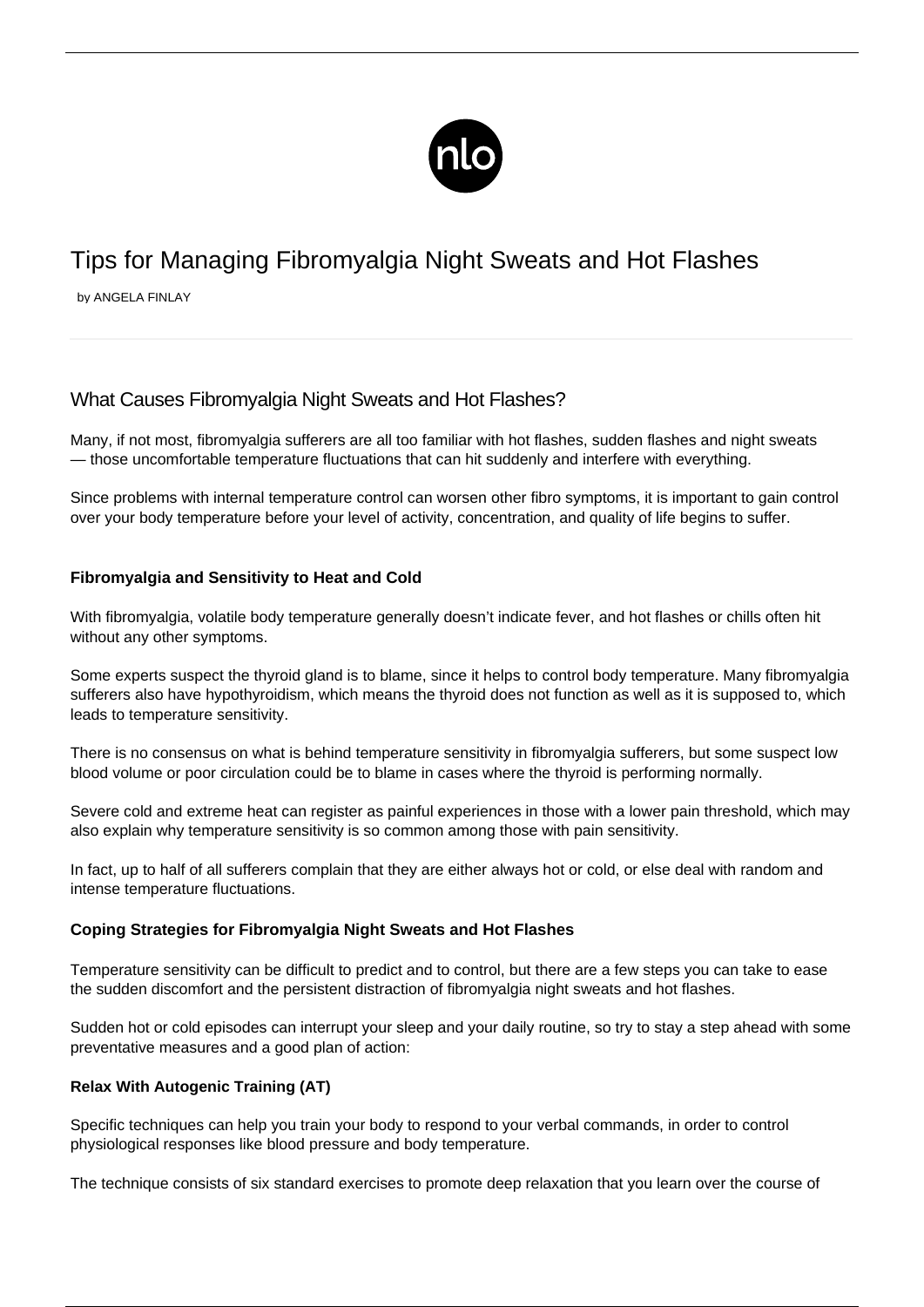# Tips for Managing Fibromyalgia Night Sweats and Hot Flashes

by ANGELA FINLAY

## What Causes Fibromyalgia Night Sweats and Hot Flashes?

Many, if not most, fibromyalgia sufferers are all too familiar with hot flashes, sudden flashes and night sweats — those uncomfortable temperature fluctuations that can hit suddenly and interfere with everything.

Since problems with internal temperature control can worsen other fibro symptoms, it is important to gain control over your body temperature before your level of activity, concentration, and quality of life begins to suffer.

### Fibromyalgia and Sensitivity to Heat and Cold

With fibromyalgia, volatile body temperature generally doesn't indicate fever, and hot flashes or chills often hit without any other symptoms.

Some experts suspect the thyroid gland is to blame, since it helps to control body temperature. Many fibromyalgia sufferers also have hypothyroidism, which means the thyroid does not function as well as it is supposed to, which leads to temperature sensitivity.

There is no consensus on what is behind temperature sensitivity in fibromyalgia sufferers, but some suspect low blood volume or poor circulation could be to blame in cases where the thyroid is performing normally.

Severe cold and extreme heat can register as painful experiences in those with a lower pain threshold, which may also explain why temperature sensitivity is so common among those with pain sensitivity.

In fact, up to half of all sufferers complain that they are either always hot or cold, or else deal with random and intense temperature fluctuations.

### Coping Strategies for Fibromyalgia Night Sweats and Hot Flashes

Temperature sensitivity can be difficult to predict and to control, but there are a few steps you can take to ease the sudden discomfort and the persistent distraction of fibromyalgia night sweats and hot flashes.

Sudden hot or cold episodes can interrupt your sleep and your daily routine, so try to stay a step ahead with some preventative measures and a good plan of action:

### Relax With Autogenic Training (AT)

Specific techniques can help you train your body to respond to your verbal commands, in order to control physiological responses like blood pressure and body temperature.

The technique consists of six standard exercises to promote deep relaxation that you learn over the course of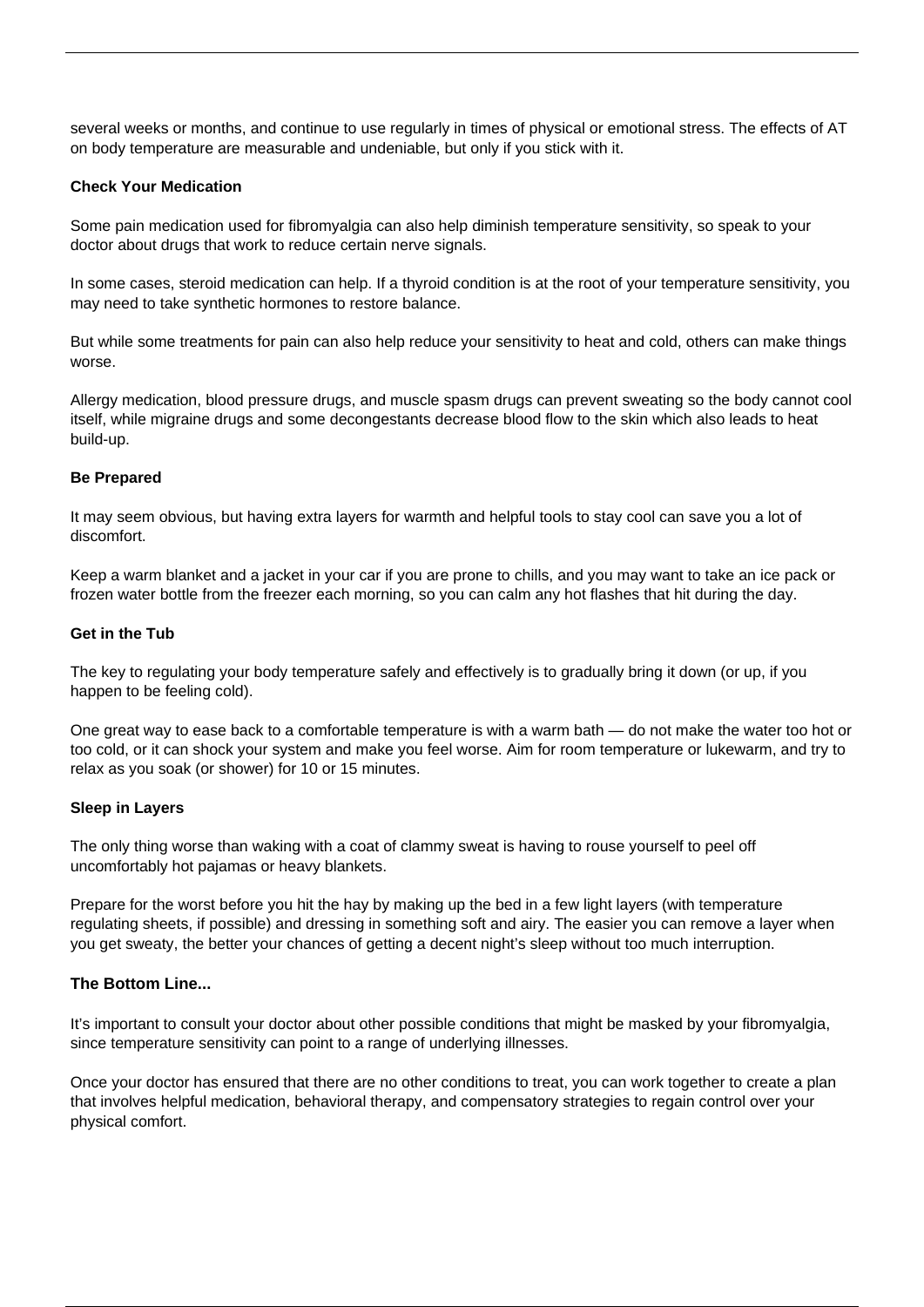several weeks or months, and continue to use regularly in times of physical or emotional stress. The effects of AT on body temperature are measurable and undeniable, but only if you stick with it.

**Check Your Medication**

Some pain medication used for fibromyalgia can also help diminish temperature sensitivity, so speak to your doctor about drugs that work to reduce certain nerve signals.

In some cases, steroid medication can help. If a thyroid condition is at the root of your temperature sensitivity, you may need to take synthetic hormones to restore balance.

But while some treatments for pain can also help reduce your sensitivity to heat and cold, others can make things worse.

Allergy medication, blood pressure drugs, and muscle spasm drugs can prevent sweating so the body cannot cool itself, while migraine drugs and some decongestants decrease blood flow to the skin which also leads to heat build-up.

**Be Prepared**

It may seem obvious, but having extra layers for warmth and helpful tools to stay cool can save you a lot of discomfort.

Keep a warm blanket and a jacket in your car if you are prone to chills, and you may want to take an ice pack or frozen water bottle from the freezer each morning, so you can calm any hot flashes that hit during the day.

**Get in the Tub**

The key to regulating your body temperature safely and effectively is to gradually bring it down (or up, if you happen to be feeling cold).

One great way to ease back to a comfortable temperature is with a warm bath — do not make the water too hot or too cold, or it can shock your system and make you feel worse. Aim for room temperature or lukewarm, and try to relax as you soak (or shower) for 10 or 15 minutes.

**Sleep in Layers**

The only thing worse than waking with a coat of clammy sweat is having to rouse yourself to peel off uncomfortably hot pajamas or heavy blankets.

Prepare for the worst before you hit the hay by making up the bed in a few light layers (with temperature regulating sheets, if possible) and dressing in something soft and airy. The easier you can remove a layer when you get sweaty, the better your chances of getting a decent night's sleep without too much interruption.

**The Bottom Line...**

It's important to consult your doctor about other possible conditions that might be masked by your fibromyalgia, since temperature sensitivity can point to a range of underlying illnesses.

Once your doctor has ensured that there are no other conditions to treat, you can work together to create a plan that involves helpful medication, behavioral therapy, and compensatory strategies to regain control over your physical comfort.